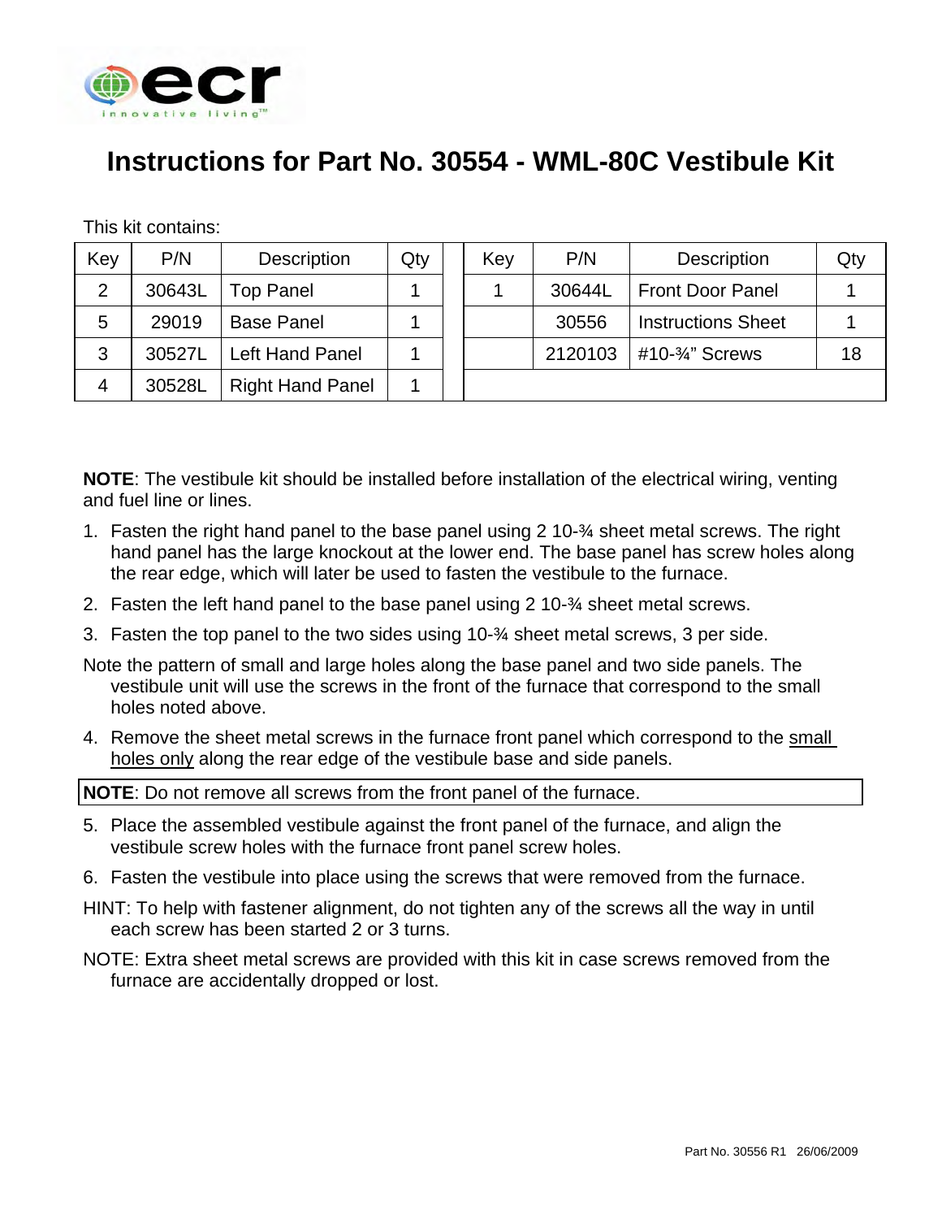# Instructions for Part No. 30554 - WML-80C Vestibule Kit

This kit contains:

| Key | P/N | Description | Qty | | Key | P/N | Description | Qty |
|---|---|---|---|---|---|---|---|---|
| 2 | 30643L | Top Panel | 1 | | 1 | 30644L | Front Door Panel | 1 |
| 5 | 29019 | Base Panel | 1 | | | 30556 | Instructions Sheet | 1 |
| 3 | 30527L | Left Hand Panel | 1 | | | 2120103 | #10-¾" Screws | 18 |
| 4 | 30528L | Right Hand Panel | 1 | | | | | |

**NOTE**: The vestibule kit should be installed before installation of the electrical wiring, venting and fuel line or lines.

1. Fasten the right hand panel to the base panel using 2 10-¾ sheet metal screws. The right hand panel has the large knockout at the lower end. The base panel has screw holes along the rear edge, which will later be used to fasten the vestibule to the furnace.
2. Fasten the left hand panel to the base panel using 2 10-¾ sheet metal screws.
3. Fasten the top panel to the two sides using 10-¾ sheet metal screws, 3 per side.

Note the pattern of small and large holes along the base panel and two side panels. The vestibule unit will use the screws in the front of the furnace that correspond to the small holes noted above.

4. Remove the sheet metal screws in the furnace front panel which correspond to the small holes only along the rear edge of the vestibule base and side panels.

**NOTE**: Do not remove all screws from the front panel of the furnace.

5. Place the assembled vestibule against the front panel of the furnace, and align the vestibule screw holes with the furnace front panel screw holes.
6. Fasten the vestibule into place using the screws that were removed from the furnace.

HINT: To help with fastener alignment, do not tighten any of the screws all the way in until each screw has been started 2 or 3 turns.

NOTE: Extra sheet metal screws are provided with this kit in case screws removed from the furnace are accidentally dropped or lost.

Part No. 30556 R1 26/06/2009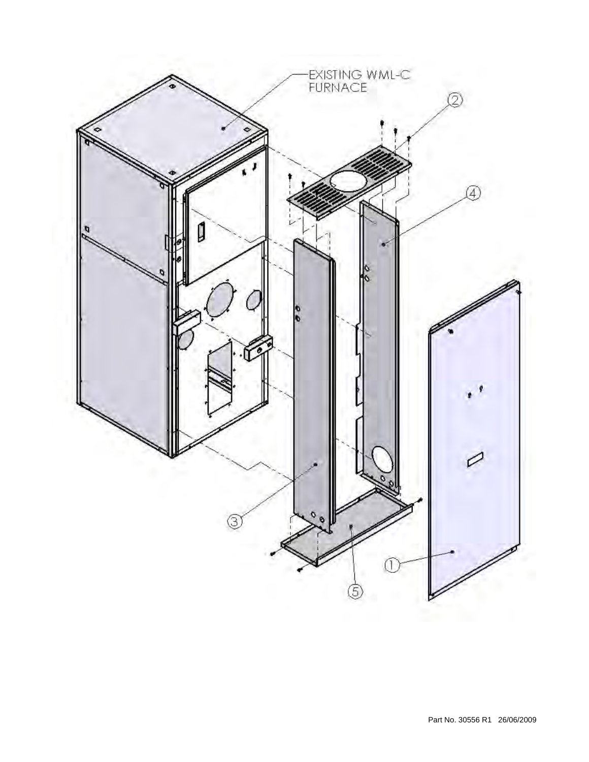EXISTING WML-C FURNACE

②

④

③

①

⑤

Part No. 30556 R1 26/06/2009